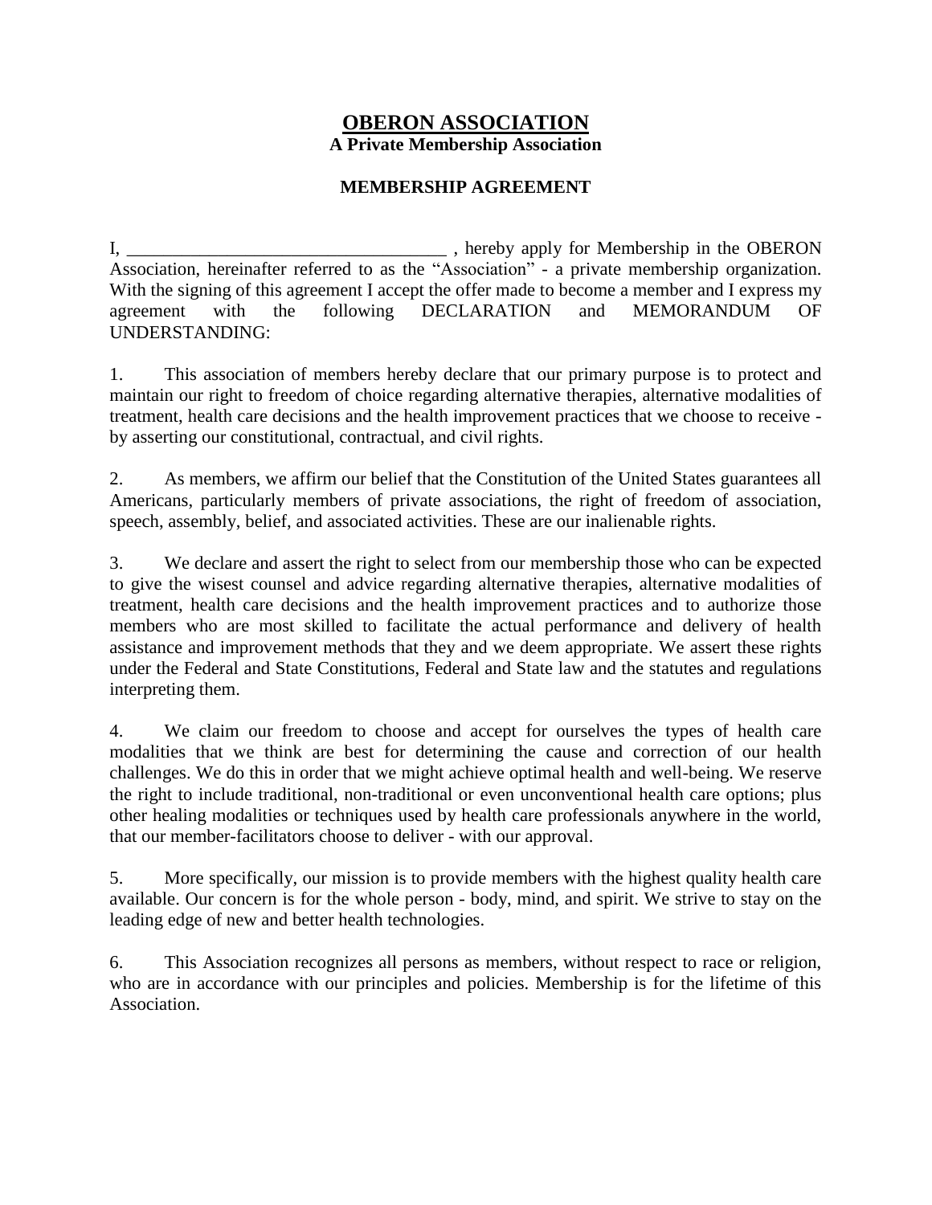# OBERON ASSOCIATION

**A Private Membership Association**

**MEMBERSHIP AGREEMENT**

I, ___________________________________ , hereby apply for Membership in the OBERON Association, hereinafter referred to as the "Association" - a private membership organization. With the signing of this agreement I accept the offer made to become a member and I express my agreement with the following DECLARATION and MEMORANDUM OF UNDERSTANDING:

1. This association of members hereby declare that our primary purpose is to protect and maintain our right to freedom of choice regarding alternative therapies, alternative modalities of treatment, health care decisions and the health improvement practices that we choose to receive - by asserting our constitutional, contractual, and civil rights.

2. As members, we affirm our belief that the Constitution of the United States guarantees all Americans, particularly members of private associations, the right of freedom of association, speech, assembly, belief, and associated activities. These are our inalienable rights.

3. We declare and assert the right to select from our membership those who can be expected to give the wisest counsel and advice regarding alternative therapies, alternative modalities of treatment, health care decisions and the health improvement practices and to authorize those members who are most skilled to facilitate the actual performance and delivery of health assistance and improvement methods that they and we deem appropriate. We assert these rights under the Federal and State Constitutions, Federal and State law and the statutes and regulations interpreting them.

4. We claim our freedom to choose and accept for ourselves the types of health care modalities that we think are best for determining the cause and correction of our health challenges. We do this in order that we might achieve optimal health and well-being. We reserve the right to include traditional, non-traditional or even unconventional health care options; plus other healing modalities or techniques used by health care professionals anywhere in the world, that our member-facilitators choose to deliver - with our approval.

5. More specifically, our mission is to provide members with the highest quality health care available. Our concern is for the whole person - body, mind, and spirit. We strive to stay on the leading edge of new and better health technologies.

6. This Association recognizes all persons as members, without respect to race or religion, who are in accordance with our principles and policies. Membership is for the lifetime of this Association.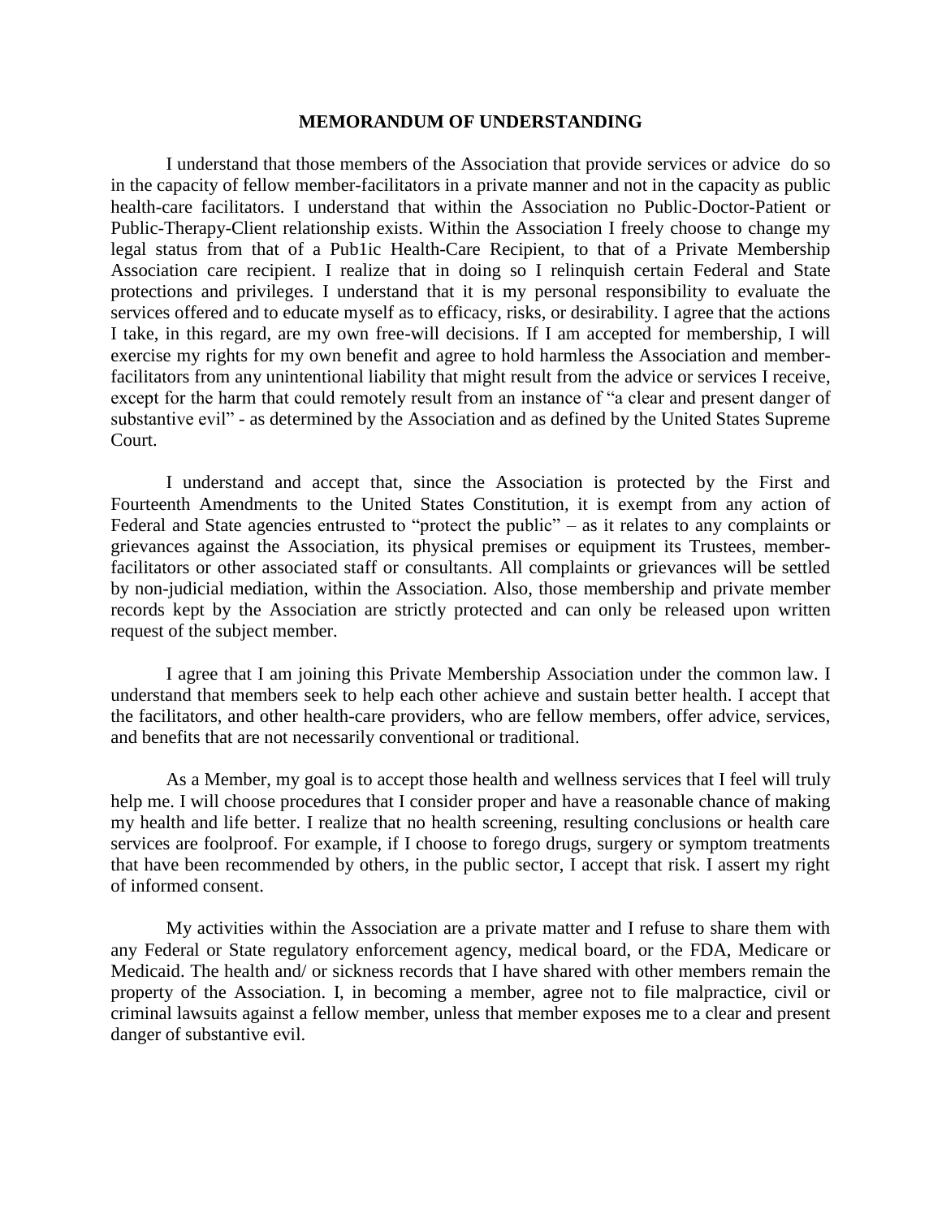**MEMORANDUM OF UNDERSTANDING**

I understand that those members of the Association that provide services or advice do so in the capacity of fellow member-facilitators in a private manner and not in the capacity as public health-care facilitators. I understand that within the Association no Public-Doctor-Patient or Public-Therapy-Client relationship exists. Within the Association I freely choose to change my legal status from that of a Pub1ic Health-Care Recipient, to that of a Private Membership Association care recipient. I realize that in doing so I relinquish certain Federal and State protections and privileges. I understand that it is my personal responsibility to evaluate the services offered and to educate myself as to efficacy, risks, or desirability. I agree that the actions I take, in this regard, are my own free-will decisions. If I am accepted for membership, I will exercise my rights for my own benefit and agree to hold harmless the Association and member-facilitators from any unintentional liability that might result from the advice or services I receive, except for the harm that could remotely result from an instance of "a clear and present danger of substantive evil" - as determined by the Association and as defined by the United States Supreme Court.

I understand and accept that, since the Association is protected by the First and Fourteenth Amendments to the United States Constitution, it is exempt from any action of Federal and State agencies entrusted to "protect the public" – as it relates to any complaints or grievances against the Association, its physical premises or equipment its Trustees, member-facilitators or other associated staff or consultants. All complaints or grievances will be settled by non-judicial mediation, within the Association. Also, those membership and private member records kept by the Association are strictly protected and can only be released upon written request of the subject member.

I agree that I am joining this Private Membership Association under the common law. I understand that members seek to help each other achieve and sustain better health. I accept that the facilitators, and other health-care providers, who are fellow members, offer advice, services, and benefits that are not necessarily conventional or traditional.

As a Member, my goal is to accept those health and wellness services that I feel will truly help me. I will choose procedures that I consider proper and have a reasonable chance of making my health and life better. I realize that no health screening, resulting conclusions or health care services are foolproof. For example, if I choose to forego drugs, surgery or symptom treatments that have been recommended by others, in the public sector, I accept that risk. I assert my right of informed consent.

My activities within the Association are a private matter and I refuse to share them with any Federal or State regulatory enforcement agency, medical board, or the FDA, Medicare or Medicaid. The health and/ or sickness records that I have shared with other members remain the property of the Association. I, in becoming a member, agree not to file malpractice, civil or criminal lawsuits against a fellow member, unless that member exposes me to a clear and present danger of substantive evil.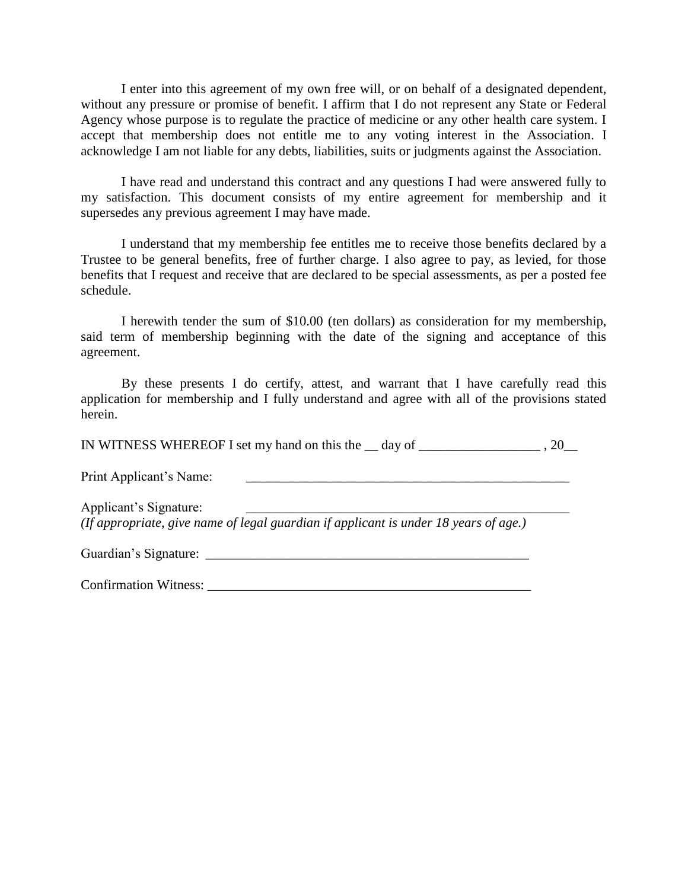I enter into this agreement of my own free will, or on behalf of a designated dependent, without any pressure or promise of benefit. I affirm that I do not represent any State or Federal Agency whose purpose is to regulate the practice of medicine or any other health care system. I accept that membership does not entitle me to any voting interest in the Association. I acknowledge I am not liable for any debts, liabilities, suits or judgments against the Association.

I have read and understand this contract and any questions I had were answered fully to my satisfaction. This document consists of my entire agreement for membership and it supersedes any previous agreement I may have made.

I understand that my membership fee entitles me to receive those benefits declared by a Trustee to be general benefits, free of further charge. I also agree to pay, as levied, for those benefits that I request and receive that are declared to be special assessments, as per a posted fee schedule.

I herewith tender the sum of $10.00 (ten dollars) as consideration for my membership, said term of membership beginning with the date of the signing and acceptance of this agreement.

By these presents I do certify, attest, and warrant that I have carefully read this application for membership and I fully understand and agree with all of the provisions stated herein.

IN WITNESS WHEREOF I set my hand on this the __ day of __________________ , 20__

Print Applicant's Name: __________________________________________________

Applicant's Signature: __________________________________________________

*(If appropriate, give name of legal guardian if applicant is under 18 years of age.)*

Guardian's Signature: __________________________________________________

Confirmation Witness: __________________________________________________